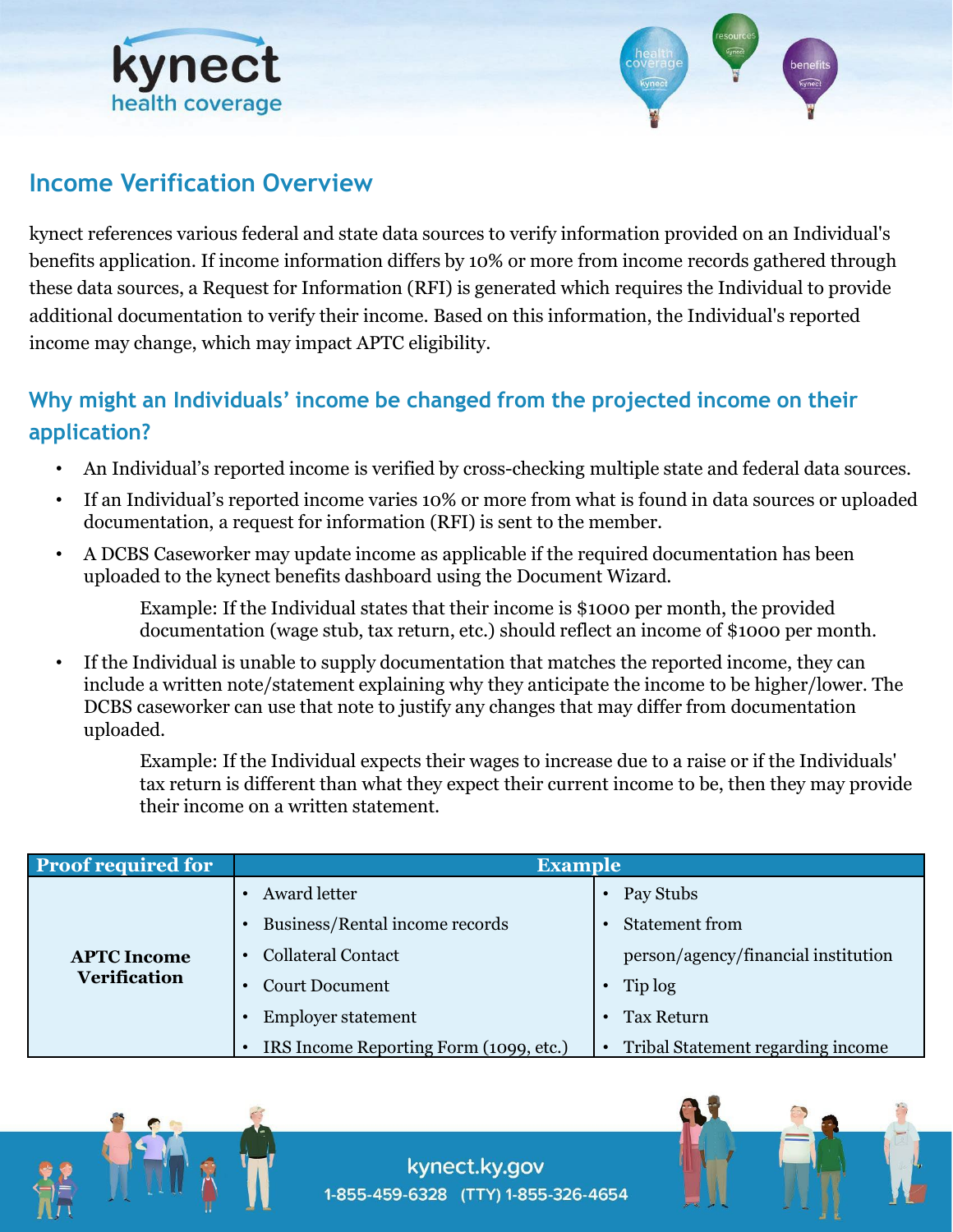# Income Verification Overview

kynect references various federal and state data sources to verify information provided on an Individual's benefits application. If income information differs by 10% or more from income records gathered through these data sources, a Request for Information (RFI) is generated which requires the Individual to provide additional documentation to verify their income. Based on this information, the Individual's reported income may change, which may impact APTC eligibility.

## Why might an Individuals' income be changed from the projected income on their application?

- An Individual's reported income is verified by cross-checking multiple state and federal data sources.
- If an Individual's reported income varies 10% or more from what is found in data sources or uploaded documentation, a request for information (RFI) is sent to the member.
- A DCBS Caseworker may update income as applicable if the required documentation has been uploaded to the kynect benefits dashboard using the Document Wizard.

  Example: If the Individual states that their income is $1000 per month, the provided documentation (wage stub, tax return, etc.) should reflect an income of $1000 per month.

- If the Individual is unable to supply documentation that matches the reported income, they can include a written note/statement explaining why they anticipate the income to be higher/lower. The DCBS caseworker can use that note to justify any changes that may differ from documentation uploaded.

  Example: If the Individual expects their wages to increase due to a raise or if the Individuals' tax return is different than what they expect their current income to be, then they may provide their income on a written statement.

| Proof required for | Example | |
|---|---|---|
| **APTC Income Verification** | • Award letter<br>• Business/Rental income records<br>• Collateral Contact<br>• Court Document<br>• Employer statement<br>• IRS Income Reporting Form (1099, etc.) | • Pay Stubs<br>• Statement from person/agency/financial institution<br>• Tip log<br>• Tax Return<br>• Tribal Statement regarding income |

kynect.ky.gov
1-855-459-6328 (TTY) 1-855-326-4654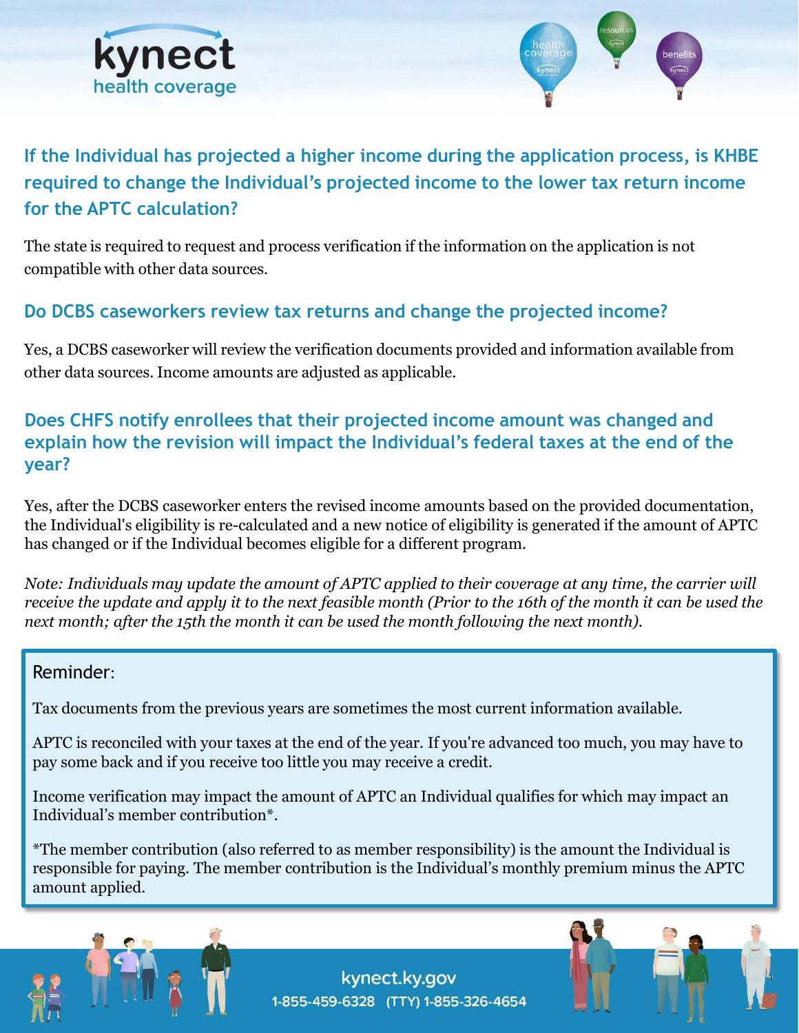## If the Individual has projected a higher income during the application process, is KHBE required to change the Individual's projected income to the lower tax return income for the APTC calculation?

The state is required to request and process verification if the information on the application is not compatible with other data sources.

## Do DCBS caseworkers review tax returns and change the projected income?

Yes, a DCBS caseworker will review the verification documents provided and information available from other data sources. Income amounts are adjusted as applicable.

## Does CHFS notify enrollees that their projected income amount was changed and explain how the revision will impact the Individual's federal taxes at the end of the year?

Yes, after the DCBS caseworker enters the revised income amounts based on the provided documentation, the Individual's eligibility is re-calculated and a new notice of eligibility is generated if the amount of APTC has changed or if the Individual becomes eligible for a different program.

*Note: Individuals may update the amount of APTC applied to their coverage at any time, the carrier will receive the update and apply it to the next feasible month (Prior to the 16th of the month it can be used the next month; after the 15th the month it can be used the month following the next month).*

> Reminder:
>
> Tax documents from the previous years are sometimes the most current information available.
>
> APTC is reconciled with your taxes at the end of the year. If you're advanced too much, you may have to pay some back and if you receive too little you may receive a credit.
>
> Income verification may impact the amount of APTC an Individual qualifies for which may impact an Individual's member contribution*.
>
> *The member contribution (also referred to as member responsibility) is the amount the Individual is responsible for paying. The member contribution is the Individual's monthly premium minus the APTC amount applied.

kynect.ky.gov
1-855-459-6328 (TTY) 1-855-326-4654